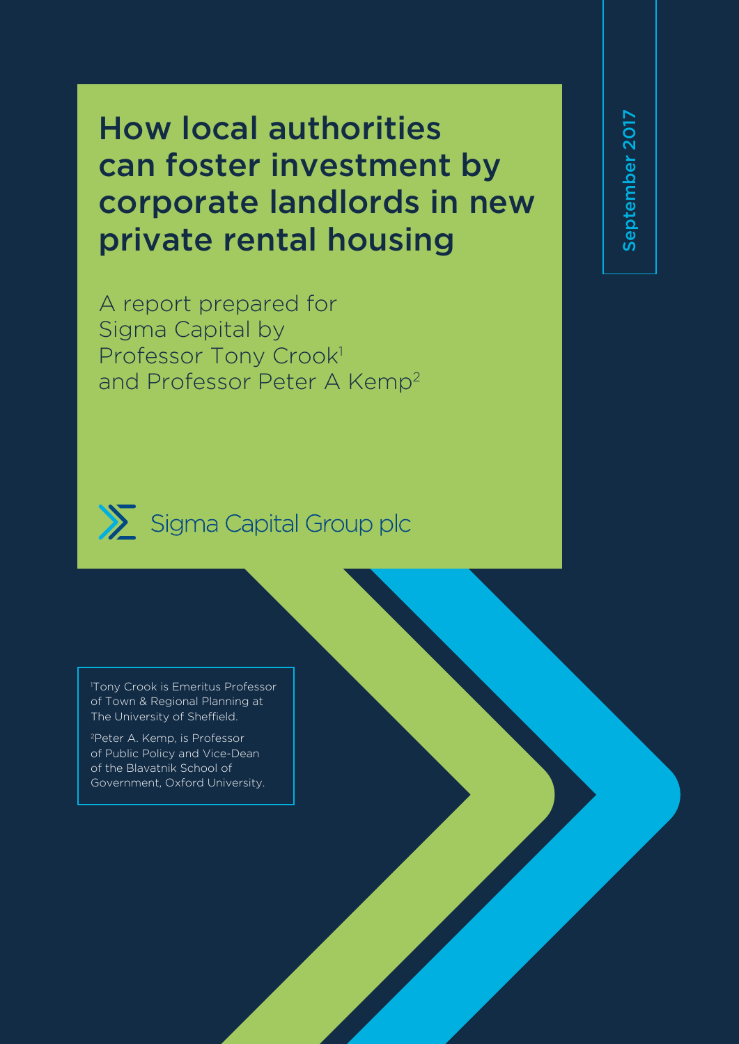# How local authorities can foster investment by corporate landlords in new private rental housing

September 2017

A report prepared for Sigma Capital by Professor Tony Crook[1] and Professor Peter A Kemp[2]

Sigma Capital Group plc

[1]Tony Crook is Emeritus Professor of Town & Regional Planning at The University of Sheffield.

[2]Peter A. Kemp, is Professor of Public Policy and Vice-Dean of the Blavatnik School of Government, Oxford University.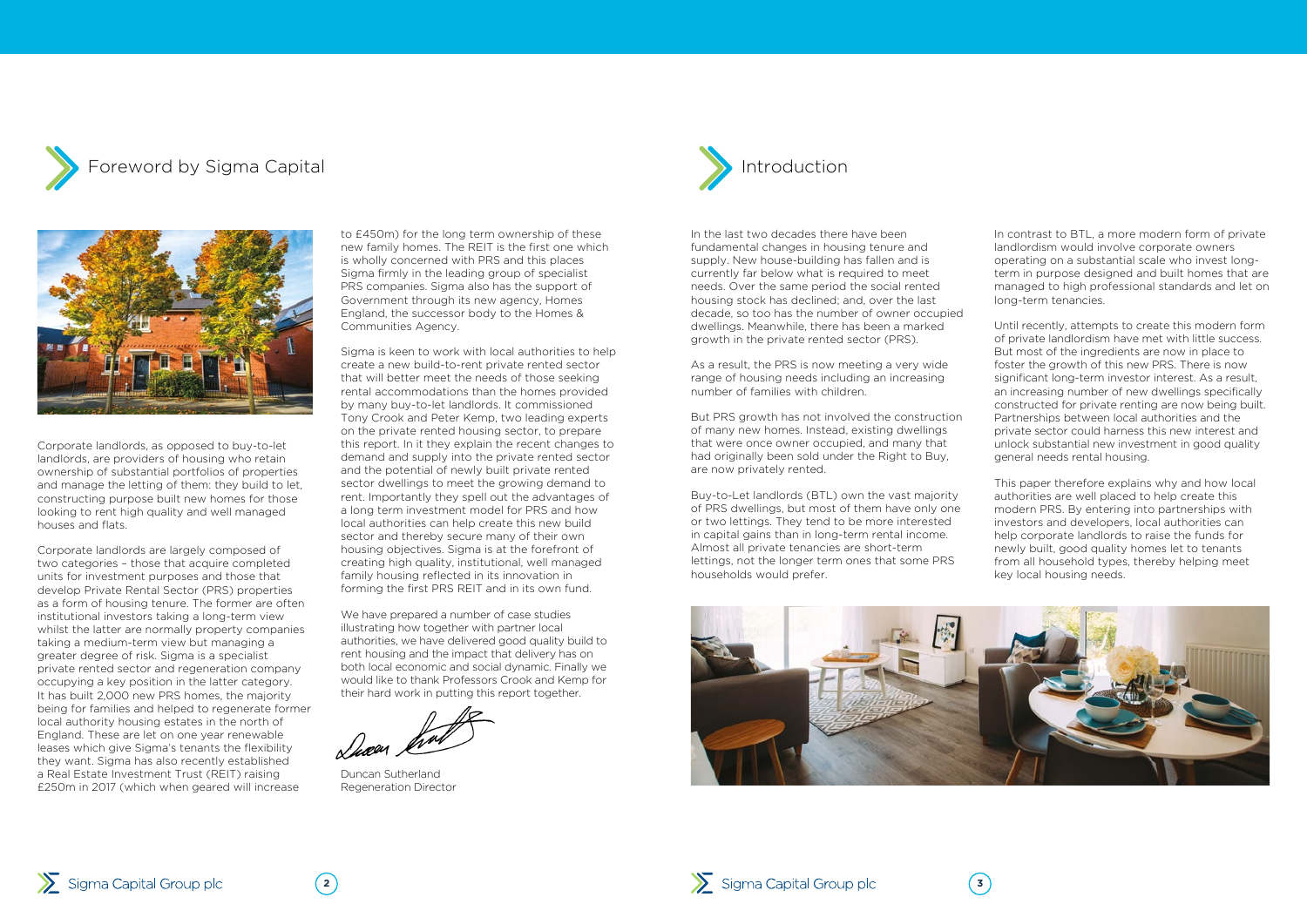# Foreword by Sigma Capital

Corporate landlords, as opposed to buy-to-let landlords, are providers of housing who retain ownership of substantial portfolios of properties and manage the letting of them: they build to let, constructing purpose built new homes for those looking to rent high quality and well managed houses and flats.

Corporate landlords are largely composed of two categories – those that acquire completed units for investment purposes and those that develop Private Rental Sector (PRS) properties as a form of housing tenure. The former are often institutional investors taking a long-term view whilst the latter are normally property companies taking a medium-term view but managing a greater degree of risk. Sigma is a specialist private rented sector and regeneration company occupying a key position in the latter category. It has built 2,000 new PRS homes, the majority being for families and helped to regenerate former local authority housing estates in the north of England. These are let on one year renewable leases which give Sigma's tenants the flexibility they want. Sigma has also recently established a Real Estate Investment Trust (REIT) raising £250m in 2017 (which when geared will increase to £450m) for the long term ownership of these new family homes. The REIT is the first one which is wholly concerned with PRS and this places Sigma firmly in the leading group of specialist PRS companies. Sigma also has the support of Government through its new agency, Homes England, the successor body to the Homes & Communities Agency.

Sigma is keen to work with local authorities to help create a new build-to-rent private rented sector that will better meet the needs of those seeking rental accommodations than the homes provided by many buy-to-let landlords. It commissioned Tony Crook and Peter Kemp, two leading experts on the private rented housing sector, to prepare this report. In it they explain the recent changes to demand and supply into the private rented sector and the potential of newly built private rented sector dwellings to meet the growing demand to rent. Importantly they spell out the advantages of a long term investment model for PRS and how local authorities can help create this new build sector and thereby secure many of their own housing objectives. Sigma is at the forefront of creating high quality, institutional, well managed family housing reflected in its innovation in forming the first PRS REIT and in its own fund.

We have prepared a number of case studies illustrating how together with partner local authorities, we have delivered good quality build to rent housing and the impact that delivery has on both local economic and social dynamic. Finally we would like to thank Professors Crook and Kemp for their hard work in putting this report together.

Duncan Sutherland
Regeneration Director

# Introduction

In the last two decades there have been fundamental changes in housing tenure and supply. New house-building has fallen and is currently far below what is required to meet needs. Over the same period the social rented housing stock has declined; and, over the last decade, so too has the number of owner occupied dwellings. Meanwhile, there has been a marked growth in the private rented sector (PRS).

As a result, the PRS is now meeting a very wide range of housing needs including an increasing number of families with children.

But PRS growth has not involved the construction of many new homes. Instead, existing dwellings that were once owner occupied, and many that had originally been sold under the Right to Buy, are now privately rented.

Buy-to-Let landlords (BTL) own the vast majority of PRS dwellings, but most of them have only one or two lettings. They tend to be more interested in capital gains than in long-term rental income. Almost all private tenancies are short-term lettings, not the longer term ones that some PRS households would prefer.

In contrast to BTL, a more modern form of private landlordism would involve corporate owners operating on a substantial scale who invest long-term in purpose designed and built homes that are managed to high professional standards and let on long-term tenancies.

Until recently, attempts to create this modern form of private landlordism have met with little success. But most of the ingredients are now in place to foster the growth of this new PRS. There is now significant long-term investor interest. As a result, an increasing number of new dwellings specifically constructed for private renting are now being built. Partnerships between local authorities and the private sector could harness this new interest and unlock substantial new investment in good quality general needs rental housing.

This paper therefore explains why and how local authorities are well placed to help create this modern PRS. By entering into partnerships with investors and developers, local authorities can help corporate landlords to raise the funds for newly built, good quality homes let to tenants from all household types, thereby helping meet key local housing needs.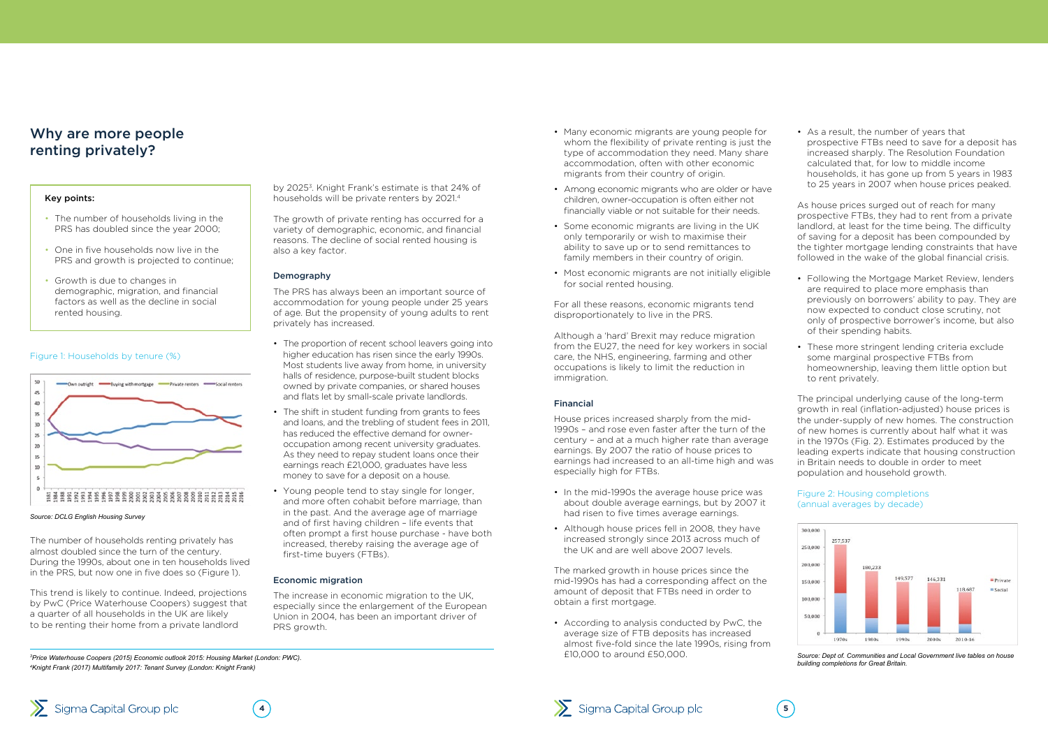# Why are more people renting privately?

**Key points:**

- The number of households living in the PRS has doubled since the year 2000;
- One in five households now live in the PRS and growth is projected to continue;
- Growth is due to changes in demographic, migration, and financial factors as well as the decline in social rented housing.

Figure 1: Households by tenure (%)

*Source: DCLG English Housing Survey*

The number of households renting privately has almost doubled since the turn of the century. During the 1990s, about one in ten households lived in the PRS, but now one in five does so (Figure 1).

This trend is likely to continue. Indeed, projections by PwC (Price Waterhouse Coopers) suggest that a quarter of all households in the UK are likely to be renting their home from a private landlord by 2025[3]. Knight Frank's estimate is that 24% of households will be private renters by 2021.[4]

The growth of private renting has occurred for a variety of demographic, economic, and financial reasons. The decline of social rented housing is also a key factor.

### Demography

The PRS has always been an important source of accommodation for young people under 25 years of age. But the propensity of young adults to rent privately has increased.

- The proportion of recent school leavers going into higher education has risen since the early 1990s. Most students live away from home, in university halls of residence, purpose-built student blocks owned by private companies, or shared houses and flats let by small-scale private landlords.
- The shift in student funding from grants to fees and loans, and the trebling of student fees in 2011, has reduced the effective demand for owner-occupation among recent university graduates. As they need to repay student loans once their earnings reach £21,000, graduates have less money to save for a deposit on a house.
- Young people tend to stay single for longer, and more often cohabit before marriage, than in the past. And the average age of marriage and of first having children – life events that often prompt a first house purchase - have both increased, thereby raising the average age of first-time buyers (FTBs).

### Economic migration

The increase in economic migration to the UK, especially since the enlargement of the European Union in 2004, has been an important driver of PRS growth.

- Many economic migrants are young people for whom the flexibility of private renting is just the type of accommodation they need. Many share accommodation, often with other economic migrants from their country of origin.
- Among economic migrants who are older or have children, owner-occupation is often either not financially viable or not suitable for their needs.
- Some economic migrants are living in the UK only temporarily or wish to maximise their ability to save up or to send remittances to family members in their country of origin.
- Most economic migrants are not initially eligible for social rented housing.

For all these reasons, economic migrants tend disproportionately to live in the PRS.

Although a 'hard' Brexit may reduce migration from the EU27, the need for key workers in social care, the NHS, engineering, farming and other occupations is likely to limit the reduction in immigration.

### Financial

House prices increased sharply from the mid-1990s – and rose even faster after the turn of the century – and at a much higher rate than average earnings. By 2007 the ratio of house prices to earnings had increased to an all-time high and was especially high for FTBs.

- In the mid-1990s the average house price was about double average earnings, but by 2007 it had risen to five times average earnings.
- Although house prices fell in 2008, they have increased strongly since 2013 across much of the UK and are well above 2007 levels.

The marked growth in house prices since the mid-1990s has had a corresponding affect on the amount of deposit that FTBs need in order to obtain a first mortgage.

- According to analysis conducted by PwC, the average size of FTB deposits has increased almost five-fold since the late 1990s, rising from £10,000 to around £50,000.
- As a result, the number of years that prospective FTBs need to save for a deposit has increased sharply. The Resolution Foundation calculated that, for low to middle income households, it has gone up from 5 years in 1983 to 25 years in 2007 when house prices peaked.

As house prices surged out of reach for many prospective FTBs, they had to rent from a private landlord, at least for the time being. The difficulty of saving for a deposit has been compounded by the tighter mortgage lending constraints that have followed in the wake of the global financial crisis.

- Following the Mortgage Market Review, lenders are required to place more emphasis than previously on borrowers' ability to pay. They are now expected to conduct close scrutiny, not only of prospective borrower's income, but also of their spending habits.
- These more stringent lending criteria exclude some marginal prospective FTBs from homeownership, leaving them little option but to rent privately.

The principal underlying cause of the long-term growth in real (inflation-adjusted) house prices is the under-supply of new homes. The construction of new homes is currently about half what it was in the 1970s (Fig. 2). Estimates produced by the leading experts indicate that housing construction in Britain needs to double in order to meet population and household growth.

Figure 2: Housing completions (annual averages by decade)

*Source: Dept of. Communities and Local Government live tables on house building completions for Great Britain.*

[3] *Price Waterhouse Coopers (2015) Economic outlook 2015: Housing Market (London: PWC).*
[4] *Knight Frank (2017) Multifamily 2017: Tenant Survey (London: Knight Frank)*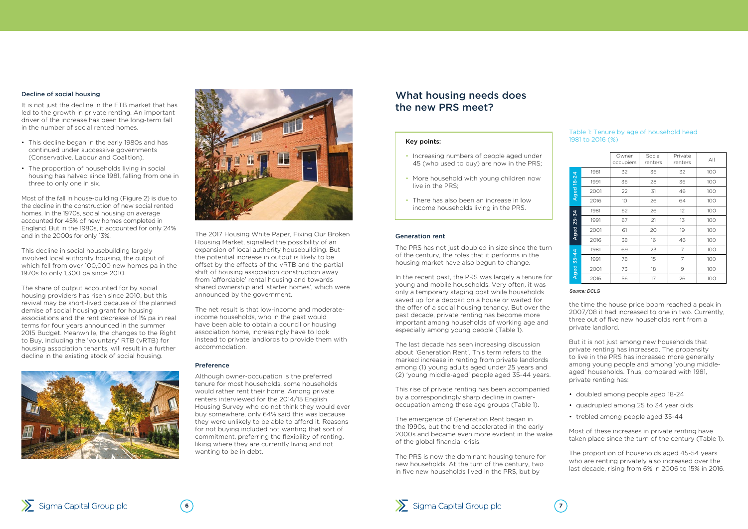### Decline of social housing

It is not just the decline in the FTB market that has led to the growth in private renting. An important driver of the increase has been the long-term fall in the number of social rented homes.

- This decline began in the early 1980s and has continued under successive governments (Conservative, Labour and Coalition).
- The proportion of households living in social housing has halved since 1981, falling from one in three to only one in six.

Most of the fall in house-building (Figure 2) is due to the decline in the construction of new social rented homes. In the 1970s, social housing on average accounted for 45% of new homes completed in England. But in the 1980s, it accounted for only 24% and in the 2000s for only 13%.

This decline in social housebuilding largely involved local authority housing, the output of which fell from over 100,000 new homes pa in the 1970s to only 1,300 pa since 2010.

The share of output accounted for by social housing providers has risen since 2010, but this revival may be short-lived because of the planned demise of social housing grant for housing associations and the rent decrease of 1% pa in real terms for four years announced in the summer 2015 Budget. Meanwhile, the changes to the Right to Buy, including the 'voluntary' RTB (vRTB) for housing association tenants, will result in a further decline in the existing stock of social housing.

The 2017 Housing White Paper, Fixing Our Broken Housing Market, signalled the possibility of an expansion of local authority housebuilding. But the potential increase in output is likely to be offset by the effects of the vRTB and the partial shift of housing association construction away from 'affordable' rental housing and towards shared ownership and 'starter homes', which were announced by the government.

The net result is that low-income and moderate-income households, who in the past would have been able to obtain a council or housing association home, increasingly have to look instead to private landlords to provide them with accommodation.

### Preference

Although owner-occupation is the preferred tenure for most households, some households would rather rent their home. Among private renters interviewed for the 2014/15 English Housing Survey who do not think they would ever buy somewhere, only 64% said this was because they were unlikely to be able to afford it. Reasons for not buying included not wanting that sort of commitment, preferring the flexibility of renting, liking where they are currently living and not wanting to be in debt.

## What housing needs does the new PRS meet?

**Key points:**

- Increasing numbers of people aged under 45 (who used to buy) are now in the PRS;
- More household with young children now live in the PRS;
- There has also been an increase in low income households living in the PRS.

### Generation rent

The PRS has not just doubled in size since the turn of the century, the roles that it performs in the housing market have also begun to change.

In the recent past, the PRS was largely a tenure for young and mobile households. Very often, it was only a temporary staging post while households saved up for a deposit on a house or waited for the offer of a social housing tenancy. But over the past decade, private renting has become more important among households of working age and especially among young people (Table 1).

The last decade has seen increasing discussion about 'Generation Rent'. This term refers to the marked increase in renting from private landlords among (1) young adults aged under 25 years and (2) 'young middle-aged' people aged 35-44 years.

This rise of private renting has been accompanied by a correspondingly sharp decline in owner-occupation among these age groups (Table 1).

The emergence of Generation Rent began in the 1990s, but the trend accelerated in the early 2000s and became even more evident in the wake of the global financial crisis.

The PRS is now the dominant housing tenure for new households. At the turn of the century, two in five new households lived in the PRS, but by the time the house price boom reached a peak in 2007/08 it had increased to one in two. Currently, three out of five new households rent from a private landlord.

Table 1: Tenure by age of household head 1981 to 2016 (%)

| | | Owner occupiers | Social renters | Private renters | All |
|---|---|---|---|---|---|
| Aged 18-24 | 1981 | 32 | 36 | 32 | 100 |
| | 1991 | 36 | 28 | 36 | 100 |
| | 2001 | 22 | 31 | 46 | 100 |
| | 2016 | 10 | 26 | 64 | 100 |
| Aged 25-34 | 1981 | 62 | 26 | 12 | 100 |
| | 1991 | 67 | 21 | 13 | 100 |
| | 2001 | 61 | 20 | 19 | 100 |
| | 2016 | 38 | 16 | 46 | 100 |
| Aged 35-44 | 1981 | 69 | 23 | 7 | 100 |
| | 1991 | 78 | 15 | 7 | 100 |
| | 2001 | 73 | 18 | 9 | 100 |
| | 2016 | 56 | 17 | 26 | 100 |

*Source: DCLG*

But it is not just among new households that private renting has increased. The propensity to live in the PRS has increased more generally among young people and among 'young middle-aged' households. Thus, compared with 1981, private renting has:

- doubled among people aged 18-24
- quadrupled among 25 to 34 year olds
- trebled among people aged 35-44

Most of these increases in private renting have taken place since the turn of the century (Table 1).

The proportion of households aged 45-54 years who are renting privately also increased over the last decade, rising from 6% in 2006 to 15% in 2016.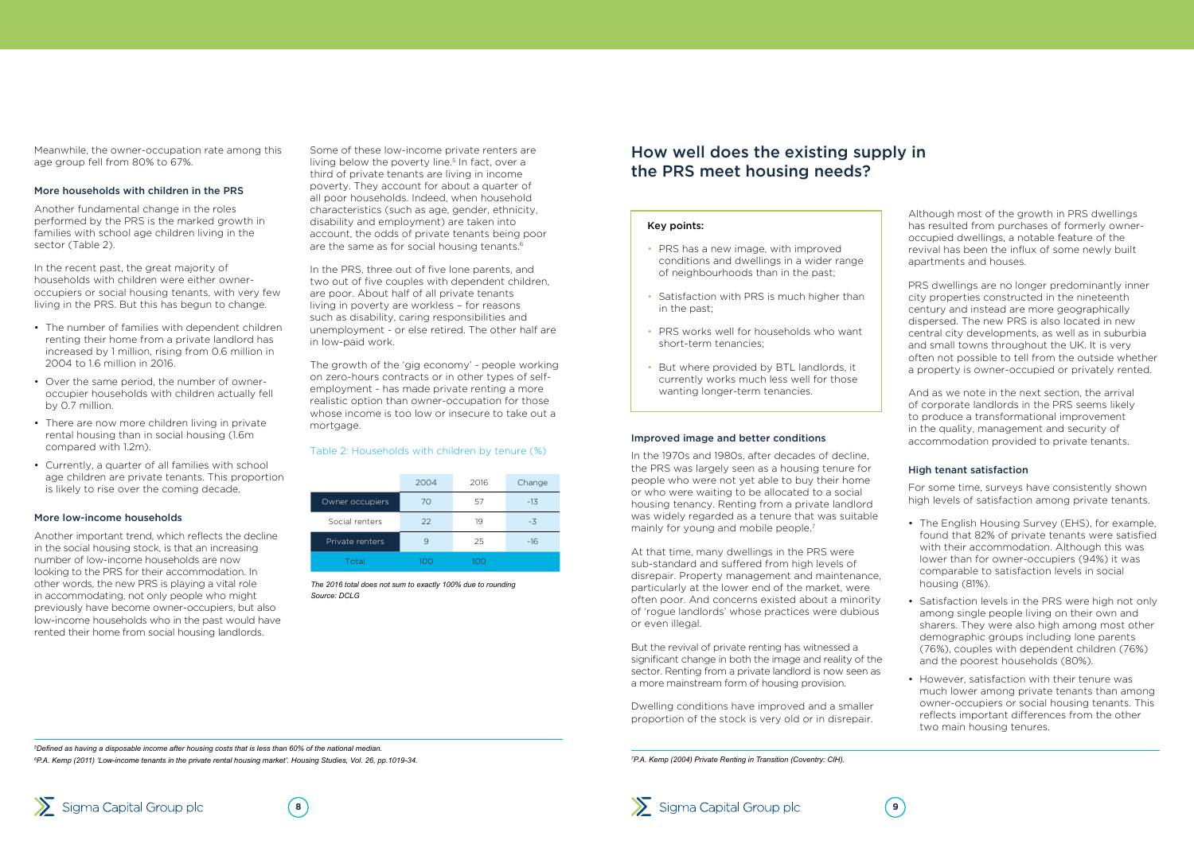Meanwhile, the owner-occupation rate among this age group fell from 80% to 67%.

### More households with children in the PRS

Another fundamental change in the roles performed by the PRS is the marked growth in families with school age children living in the sector (Table 2).

In the recent past, the great majority of households with children were either owner-occupiers or social housing tenants, with very few living in the PRS. But this has begun to change.

- The number of families with dependent children renting their home from a private landlord has increased by 1 million, rising from 0.6 million in 2004 to 1.6 million in 2016.
- Over the same period, the number of owner-occupier households with children actually fell by 0.7 million.
- There are now more children living in private rental housing than in social housing (1.6m compared with 1.2m).
- Currently, a quarter of all families with school age children are private tenants. This proportion is likely to rise over the coming decade.

### More low-income households

Another important trend, which reflects the decline in the social housing stock, is that an increasing number of low-income households are now looking to the PRS for their accommodation. In other words, the new PRS is playing a vital role in accommodating, not only people who might previously have become owner-occupiers, but also low-income households who in the past would have rented their home from social housing landlords.

Some of these low-income private renters are living below the poverty line.[5] In fact, over a third of private tenants are living in income poverty. They account for about a quarter of all poor households. Indeed, when household characteristics (such as age, gender, ethnicity, disability and employment) are taken into account, the odds of private tenants being poor are the same as for social housing tenants.[6]

In the PRS, three out of five lone parents, and two out of five couples with dependent children, are poor. About half of all private tenants living in poverty are workless – for reasons such as disability, caring responsibilities and unemployment - or else retired. The other half are in low-paid work.

The growth of the 'gig economy' - people working on zero-hours contracts or in other types of self-employment - has made private renting a more realistic option than owner-occupation for those whose income is too low or insecure to take out a mortgage.

Table 2: Households with children by tenure (%)

| | 2004 | 2016 | Change |
|---|---|---|---|
| Owner occupiers | 70 | 57 | -13 |
| Social renters | 22 | 19 | -3 |
| Private renters | 9 | 25 | -16 |
| Total | 100 | 100 | |

*The 2016 total does not sum to exactly 100% due to rounding*
*Source: DCLG*

[5] *Defined as having a disposable income after housing costs that is less than 60% of the national median.*
[6] *P.A. Kemp (2011) 'Low-income tenants in the private rental housing market'. Housing Studies, Vol. 26, pp.1019-34.*

## How well does the existing supply in the PRS meet housing needs?

**Key points:**

- PRS has a new image, with improved conditions and dwellings in a wider range of neighbourhoods than in the past;
- Satisfaction with PRS is much higher than in the past;
- PRS works well for households who want short-term tenancies;
- But where provided by BTL landlords, it currently works much less well for those wanting longer-term tenancies.

### Improved image and better conditions

In the 1970s and 1980s, after decades of decline, the PRS was largely seen as a housing tenure for people who were not yet able to buy their home or who were waiting to be allocated to a social housing tenancy. Renting from a private landlord was widely regarded as a tenure that was suitable mainly for young and mobile people.[7]

At that time, many dwellings in the PRS were sub-standard and suffered from high levels of disrepair. Property management and maintenance, particularly at the lower end of the market, were often poor. And concerns existed about a minority of 'rogue landlords' whose practices were dubious or even illegal.

But the revival of private renting has witnessed a significant change in both the image and reality of the sector. Renting from a private landlord is now seen as a more mainstream form of housing provision.

Dwelling conditions have improved and a smaller proportion of the stock is very old or in disrepair.

Although most of the growth in PRS dwellings has resulted from purchases of formerly owner-occupied dwellings, a notable feature of the revival has been the influx of some newly built apartments and houses.

PRS dwellings are no longer predominantly inner city properties constructed in the nineteenth century and instead are more geographically dispersed. The new PRS is also located in new central city developments, as well as in suburbia and small towns throughout the UK. It is very often not possible to tell from the outside whether a property is owner-occupied or privately rented.

And as we note in the next section, the arrival of corporate landlords in the PRS seems likely to produce a transformational improvement in the quality, management and security of accommodation provided to private tenants.

### High tenant satisfaction

For some time, surveys have consistently shown high levels of satisfaction among private tenants.

- The English Housing Survey (EHS), for example, found that 82% of private tenants were satisfied with their accommodation. Although this was lower than for owner-occupiers (94%) it was comparable to satisfaction levels in social housing (81%).
- Satisfaction levels in the PRS were high not only among single people living on their own and sharers. They were also high among most other demographic groups including lone parents (76%), couples with dependent children (76%) and the poorest households (80%).
- However, satisfaction with their tenure was much lower among private tenants than among owner-occupiers or social housing tenants. This reflects important differences from the other two main housing tenures.

[7] *P.A. Kemp (2004) Private Renting in Transition (Coventry: CIH).*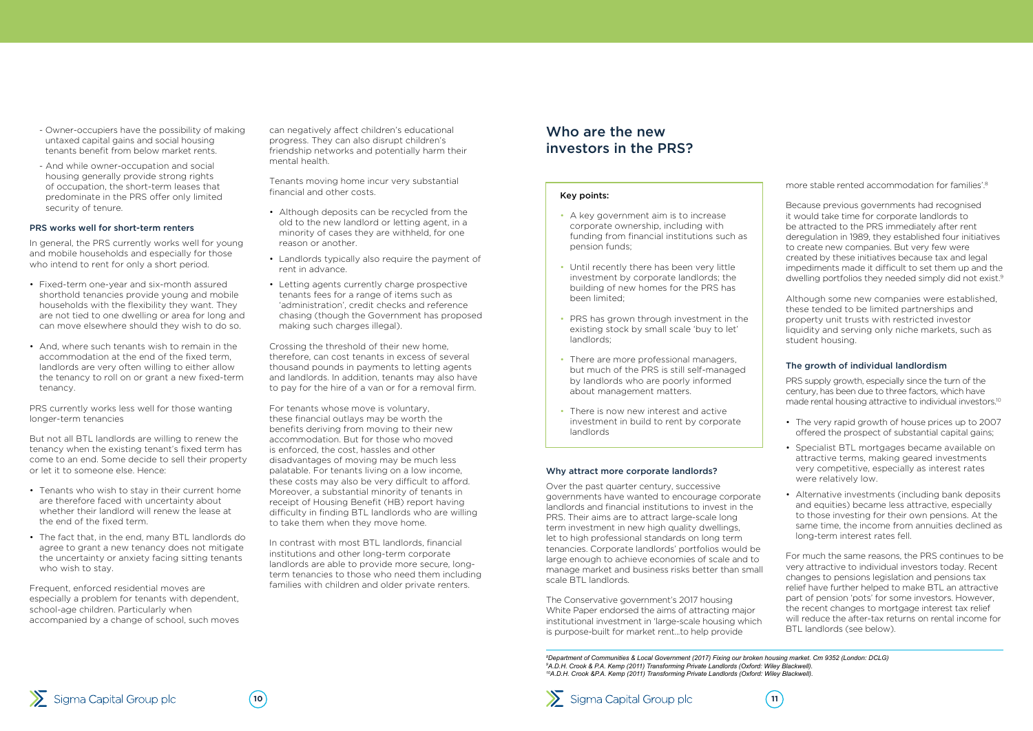- Owner-occupiers have the possibility of making untaxed capital gains and social housing tenants benefit from below market rents.
- And while owner-occupation and social housing generally provide strong rights of occupation, the short-term leases that predominate in the PRS offer only limited security of tenure.

### PRS works well for short-term renters

In general, the PRS currently works well for young and mobile households and especially for those who intend to rent for only a short period.

- Fixed-term one-year and six-month assured shorthold tenancies provide young and mobile households with the flexibility they want. They are not tied to one dwelling or area for long and can move elsewhere should they wish to do so.
- And, where such tenants wish to remain in the accommodation at the end of the fixed term, landlords are very often willing to either allow the tenancy to roll on or grant a new fixed-term tenancy.

PRS currently works less well for those wanting longer-term tenancies

But not all BTL landlords are willing to renew the tenancy when the existing tenant's fixed term has come to an end. Some decide to sell their property or let it to someone else. Hence:

- Tenants who wish to stay in their current home are therefore faced with uncertainty about whether their landlord will renew the lease at the end of the fixed term.
- The fact that, in the end, many BTL landlords do agree to grant a new tenancy does not mitigate the uncertainty or anxiety facing sitting tenants who wish to stay.

Frequent, enforced residential moves are especially a problem for tenants with dependent, school-age children. Particularly when accompanied by a change of school, such moves can negatively affect children's educational progress. They can also disrupt children's friendship networks and potentially harm their mental health.

Tenants moving home incur very substantial financial and other costs.

- Although deposits can be recycled from the old to the new landlord or letting agent, in a minority of cases they are withheld, for one reason or another.
- Landlords typically also require the payment of rent in advance.
- Letting agents currently charge prospective tenants fees for a range of items such as 'administration', credit checks and reference chasing (though the Government has proposed making such charges illegal).

Crossing the threshold of their new home, therefore, can cost tenants in excess of several thousand pounds in payments to letting agents and landlords. In addition, tenants may also have to pay for the hire of a van or for a removal firm.

For tenants whose move is voluntary, these financial outlays may be worth the benefits deriving from moving to their new accommodation. But for those who moved is enforced, the cost, hassles and other disadvantages of moving may be much less palatable. For tenants living on a low income, these costs may also be very difficult to afford. Moreover, a substantial minority of tenants in receipt of Housing Benefit (HB) report having difficulty in finding BTL landlords who are willing to take them when they move home.

In contrast with most BTL landlords, financial institutions and other long-term corporate landlords are able to provide more secure, long-term tenancies to those who need them including families with children and older private renters.

## Who are the new investors in the PRS?

**Key points:**

- A key government aim is to increase corporate ownership, including with funding from financial institutions such as pension funds;
- Until recently there has been very little investment by corporate landlords; the building of new homes for the PRS has been limited;
- PRS has grown through investment in the existing stock by small scale 'buy to let' landlords;
- There are more professional managers, but much of the PRS is still self-managed by landlords who are poorly informed about management matters.
- There is now new interest and active investment in build to rent by corporate landlords

### Why attract more corporate landlords?

Over the past quarter century, successive governments have wanted to encourage corporate landlords and financial institutions to invest in the PRS. Their aims are to attract large-scale long term investment in new high quality dwellings, let to high professional standards on long term tenancies. Corporate landlords' portfolios would be large enough to achieve economies of scale and to manage market and business risks better than small scale BTL landlords.

The Conservative government's 2017 housing White Paper endorsed the aims of attracting major institutional investment in 'large-scale housing which is purpose-built for market rent…to help provide more stable rented accommodation for families'.[8]

Because previous governments had recognised it would take time for corporate landlords to be attracted to the PRS immediately after rent deregulation in 1989, they established four initiatives to create new companies. But very few were created by these initiatives because tax and legal impediments made it difficult to set them up and the dwelling portfolios they needed simply did not exist.[9]

Although some new companies were established, these tended to be limited partnerships and property unit trusts with restricted investor liquidity and serving only niche markets, such as student housing.

### The growth of individual landlordism

PRS supply growth, especially since the turn of the century, has been due to three factors, which have made rental housing attractive to individual investors.[10]

- The very rapid growth of house prices up to 2007 offered the prospect of substantial capital gains;
- Specialist BTL mortgages became available on attractive terms, making geared investments very competitive, especially as interest rates were relatively low.
- Alternative investments (including bank deposits and equities) became less attractive, especially to those investing for their own pensions. At the same time, the income from annuities declined as long-term interest rates fell.

For much the same reasons, the PRS continues to be very attractive to individual investors today. Recent changes to pensions legislation and pensions tax relief have further helped to make BTL an attractive part of pension 'pots' for some investors. However, the recent changes to mortgage interest tax relief will reduce the after-tax returns on rental income for BTL landlords (see below).

---

[8] *Department of Communities & Local Government (2017) Fixing our broken housing market. Cm 9352 (London: DCLG)*
[9] *A.D.H. Crook & P.A. Kemp (2011) Transforming Private Landlords (Oxford: Wiley Blackwell).*
[10] *A.D.H. Crook &P.A. Kemp (2011) Transforming Private Landlords (Oxford: Wiley Blackwell).*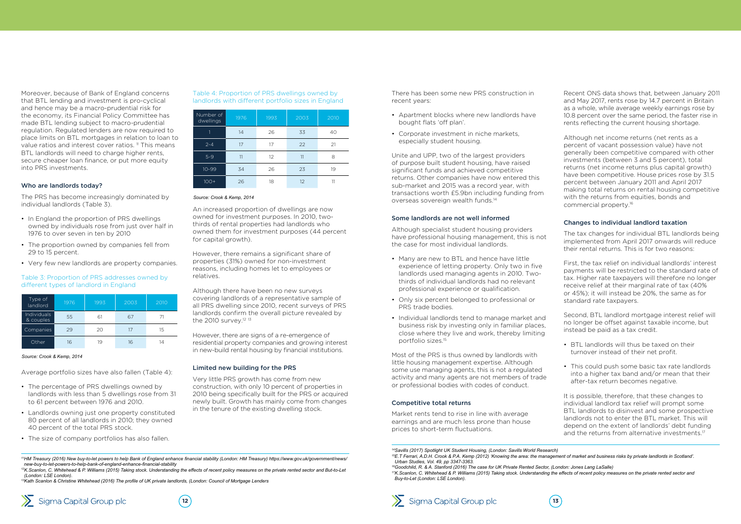Moreover, because of Bank of England concerns that BTL lending and investment is pro-cyclical and hence may be a macro-prudential risk for the economy, its Financial Policy Committee has made BTL lending subject to macro-prudential regulation. Regulated lenders are now required to place limits on BTL mortgages in relation to loan to value ratios and interest cover ratios. [11] This means BTL landlords will need to charge higher rents, secure cheaper loan finance, or put more equity into PRS investments.

### Who are landlords today?

The PRS has become increasingly dominated by individual landlords (Table 3).

- In England the proportion of PRS dwellings owned by individuals rose from just over half in 1976 to over seven in ten by 2010
- The proportion owned by companies fell from 29 to 15 percent.
- Very few new landlords are property companies.

Table 3: Proportion of PRS addresses owned by different types of landlord in England

| Type of landlord | 1976 | 1993 | 2003 | 2010 |
|---|---|---|---|---|
| Individuals & couples | 55 | 61 | 67 | 71 |
| Companies | 29 | 20 | 17 | 15 |
| Other | 16 | 19 | 16 | 14 |

*Source: Crook & Kemp, 2014*

Average portfolio sizes have also fallen (Table 4):

- The percentage of PRS dwellings owned by landlords with less than 5 dwellings rose from 31 to 61 percent between 1976 and 2010.
- Landlords owning just one property constituted 80 percent of all landlords in 2010; they owned 40 percent of the total PRS stock.
- The size of company portfolios has also fallen.

Table 4: Proportion of PRS dwellings owned by landlords with different portfolio sizes in England

| Number of dwellings | 1976 | 1993 | 2003 | 2010 |
|---|---|---|---|---|
| 1 | 14 | 26 | 33 | 40 |
| 2-4 | 17 | 17 | 22 | 21 |
| 5-9 | 11 | 12 | 11 | 8 |
| 10-99 | 34 | 26 | 23 | 19 |
| 100+ | 26 | 18 | 12 | 11 |

*Source: Crook & Kemp, 2014*

An increased proportion of dwellings are now owned for investment purposes. In 2010, two-thirds of rental properties had landlords who owned them for investment purposes (44 percent for capital growth).

However, there remains a significant share of properties (31%) owned for non-investment reasons, including homes let to employees or relatives.

Although there have been no new surveys covering landlords of a representative sample of all PRS dwelling since 2010, recent surveys of PRS landlords confirm the overall picture revealed by the 2010 survey.[12 13]

However, there are signs of a re-emergence of residential property companies and growing interest in new-build rental housing by financial institutions.

### Limited new building for the PRS

Very little PRS growth has come from new construction, with only 10 percent of properties in 2010 being specifically built for the PRS or acquired newly built. Growth has mainly come from changes in the tenure of the existing dwelling stock.

There has been some new PRS construction in recent years:

- Apartment blocks where new landlords have bought flats 'off plan'.
- Corporate investment in niche markets, especially student housing.

Unite and UPP, two of the largest providers of purpose built student housing, have raised significant funds and achieved competitive returns. Other companies have now entered this sub-market and 2015 was a record year, with transactions worth £5.9bn including funding from overseas sovereign wealth funds.[14]

### Some landlords are not well informed

Although specialist student housing providers have professional housing management, this is not the case for most individual landlords.

- Many are new to BTL and hence have little experience of letting property. Only two in five landlords used managing agents in 2010. Two-thirds of individual landlords had no relevant professional experience or qualification.
- Only six percent belonged to professional or PRS trade bodies.
- Individual landlords tend to manage market and business risk by investing only in familiar places, close where they live and work, thereby limiting portfolio sizes.[15]

Most of the PRS is thus owned by landlords with little housing management expertise. Although some use managing agents, this is not a regulated activity and many agents are not members of trade or professional bodies with codes of conduct.

### Competitive total returns

Market rents tend to rise in line with average earnings and are much less prone than house prices to short-term fluctuations.

Recent ONS data shows that, between January 2011 and May 2017, rents rose by 14.7 percent in Britain as a whole, while average weekly earnings rose by 10.8 percent over the same period, the faster rise in rents reflecting the current housing shortage.

Although net income returns (net rents as a percent of vacant possession value) have not generally been competitive compared with other investments (between 3 and 5 percent), total returns (net income returns plus capital growth) have been competitive. House prices rose by 31.5 percent between January 2011 and April 2017 making total returns on rental housing competitive with the returns from equities, bonds and commercial property.[16]

### Changes to individual landlord taxation

The tax changes for individual BTL landlords being implemented from April 2017 onwards will reduce their rental returns. This is for two reasons:

First, the tax relief on individual landlords' interest payments will be restricted to the standard rate of tax. Higher rate taxpayers will therefore no longer receive relief at their marginal rate of tax (40% or 45%); it will instead be 20%, the same as for standard rate taxpayers.

Second, BTL landlord mortgage interest relief will no longer be offset against taxable income, but instead be paid as a tax credit.

- BTL landlords will thus be taxed on their turnover instead of their net profit.
- This could push some basic tax rate landlords into a higher tax band and/or mean that their after-tax return becomes negative.

It is possible, therefore, that these changes to individual landlord tax relief will prompt some BTL landlords to disinvest and some prospective landlords not to enter the BTL market. This will depend on the extent of landlords' debt funding and the returns from alternative investments.[17]

---

[11] *HM Treasury (2016) New buy-to-let powers to help Bank of England enhance financial stability (London: HM Treasury) https://www.gov.uk/government/news/new-buy-to-let-powers-to-help-bank-of-england-enhance-financial-stability*

[12] *K.Scanlon, C. Whitehead & P. Williams (2015) Taking stock. Understanding the effects of recent policy measures on the private rented sector and But-to-Let (London: LSE London).*

[13] *Kath Scanlon & Christine Whitehead (2016) The profile of UK private landlords, (London: Council of Mortgage Lenders*

[14] *Savills (2017) Spotlight UK Student Housing, (London: Savills World Research)*

[15] *E.T Ferrari, A.D.H. Crook & P.A. Kemp (2012) 'Knowing the area: the management of market and business risks by private landlords in Scotland'. Urban Studies, Vol. 49, pp 3347-3363.*

[16] *Goodchild, R. & A. Stanford (2016) The case for UK Private Rented Sector, (London: Jones Lang LaSalle)*

[17] *K.Scanlon, C. Whitehead & P. Williams (2015) Taking stock. Understanding the effects of recent policy measures on the private rented sector and Buy-to-Let (London: LSE London).*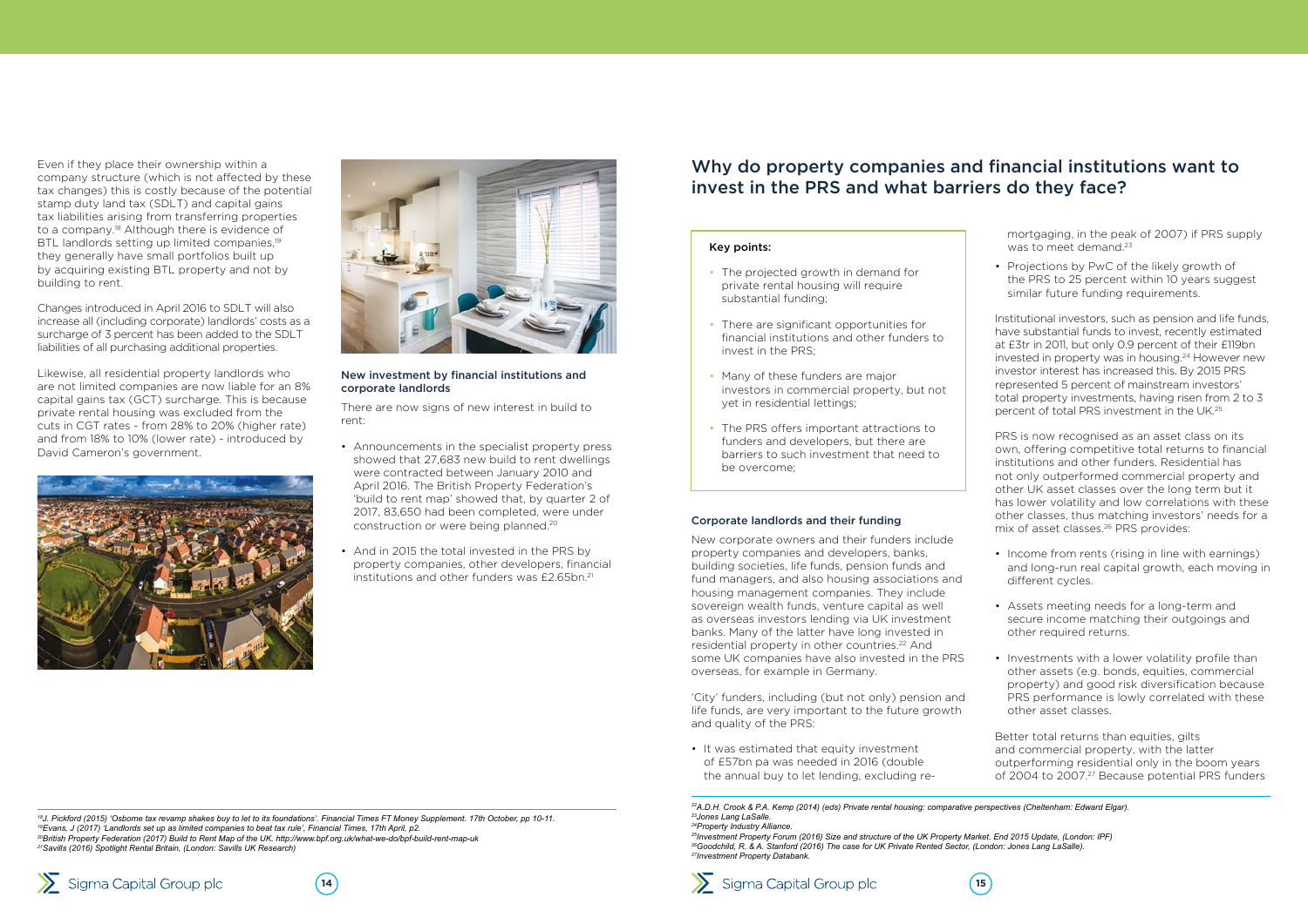Even if they place their ownership within a company structure (which is not affected by these tax changes) this is costly because of the potential stamp duty land tax (SDLT) and capital gains tax liabilities arising from transferring properties to a company.[18] Although there is evidence of BTL landlords setting up limited companies,[19] they generally have small portfolios built up by acquiring existing BTL property and not by building to rent.

Changes introduced in April 2016 to SDLT will also increase all (including corporate) landlords' costs as a surcharge of 3 percent has been added to the SDLT liabilities of all purchasing additional properties.

Likewise, all residential property landlords who are not limited companies are now liable for an 8% capital gains tax (GCT) surcharge. This is because private rental housing was excluded from the cuts in CGT rates - from 28% to 20% (higher rate) and from 18% to 10% (lower rate) - introduced by David Cameron's government.

### New investment by financial institutions and corporate landlords

There are now signs of new interest in build to rent:

- Announcements in the specialist property press showed that 27,683 new build to rent dwellings were contracted between January 2010 and April 2016. The British Property Federation's 'build to rent map' showed that, by quarter 2 of 2017, 83,650 had been completed, were under construction or were being planned.[20]
- And in 2015 the total invested in the PRS by property companies, other developers, financial institutions and other funders was £2.65bn.[21]

[18]J. Pickford (2015) 'Osborne tax revamp shakes buy to let to its foundations'. Financial Times FT Money Supplement. 17th October, pp 10-11.
[19]Evans, J (2017) 'Landlords set up as limited companies to beat tax rule', Financial Times, 17th April, p2.
[20]British Property Federation (2017) Build to Rent Map of the UK. http://www.bpf.org.uk/what-we-do/bpf-build-rent-map-uk
[21]Savills (2016) Spotlight Rental Britain, (London: Savills UK Research)

## Why do property companies and financial institutions want to invest in the PRS and what barriers do they face?

**Key points:**

- The projected growth in demand for private rental housing will require substantial funding;
- There are significant opportunities for financial institutions and other funders to invest in the PRS;
- Many of these funders are major investors in commercial property, but not yet in residential lettings;
- The PRS offers important attractions to funders and developers, but there are barriers to such investment that need to be overcome;

### Corporate landlords and their funding

New corporate owners and their funders include property companies and developers, banks, building societies, life funds, pension funds and fund managers, and also housing associations and housing management companies. They include sovereign wealth funds, venture capital as well as overseas investors lending via UK investment banks. Many of the latter have long invested in residential property in other countries.[22] And some UK companies have also invested in the PRS overseas, for example in Germany.

'City' funders, including (but not only) pension and life funds, are very important to the future growth and quality of the PRS:

- It was estimated that equity investment of £57bn pa was needed in 2016 (double the annual buy to let lending, excluding re-mortgaging, in the peak of 2007) if PRS supply was to meet demand.[23]
- Projections by PwC of the likely growth of the PRS to 25 percent within 10 years suggest similar future funding requirements.

Institutional investors, such as pension and life funds, have substantial funds to invest, recently estimated at £3tr in 2011, but only 0.9 percent of their £119bn invested in property was in housing.[24] However new investor interest has increased this. By 2015 PRS represented 5 percent of mainstream investors' total property investments, having risen from 2 to 3 percent of total PRS investment in the UK.[25]

PRS is now recognised as an asset class on its own, offering competitive total returns to financial institutions and other funders. Residential has not only outperformed commercial property and other UK asset classes over the long term but it has lower volatility and low correlations with these other classes, thus matching investors' needs for a mix of asset classes.[26] PRS provides:

- Income from rents (rising in line with earnings) and long-run real capital growth, each moving in different cycles.
- Assets meeting needs for a long-term and secure income matching their outgoings and other required returns.
- Investments with a lower volatility profile than other assets (e.g. bonds, equities, commercial property) and good risk diversification because PRS performance is lowly correlated with these other asset classes.

Better total returns than equities, gilts and commercial property, with the latter outperforming residential only in the boom years of 2004 to 2007.[27] Because potential PRS funders

[22]A.D.H. Crook & P.A. Kemp (2014) (eds) Private rental housing: comparative perspectives (Cheltenham: Edward Elgar).
[23]Jones Lang LaSalle.
[24]Property Industry Alliance.
[25]Investment Property Forum (2016) Size and structure of the UK Property Market. End 2015 Update, (London: IPF)
[26]Goodchild, R. & A. Stanford (2016) The case for UK Private Rented Sector, (London: Jones Lang LaSalle).
[27]Investment Property Databank.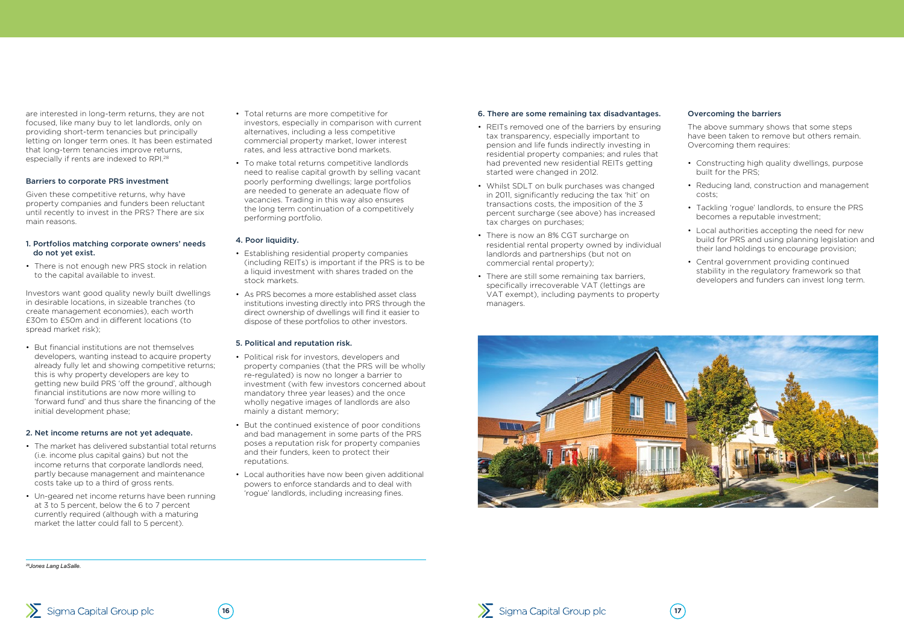are interested in long-term returns, they are not focused, like many buy to let landlords, only on providing short-term tenancies but principally letting on longer term ones. It has been estimated that long-term tenancies improve returns, especially if rents are indexed to RPI.[28]

### Barriers to corporate PRS investment

Given these competitive returns, why have property companies and funders been reluctant until recently to invest in the PRS? There are six main reasons.

#### 1. Portfolios matching corporate owners' needs do not yet exist.

- There is not enough new PRS stock in relation to the capital available to invest.

Investors want good quality newly built dwellings in desirable locations, in sizeable tranches (to create management economies), each worth £30m to £50m and in different locations (to spread market risk);

- But financial institutions are not themselves developers, wanting instead to acquire property already fully let and showing competitive returns; this is why property developers are key to getting new build PRS 'off the ground', although financial institutions are now more willing to 'forward fund' and thus share the financing of the initial development phase;

#### 2. Net income returns are not yet adequate.

- The market has delivered substantial total returns (i.e. income plus capital gains) but not the income returns that corporate landlords need, partly because management and maintenance costs take up to a third of gross rents.
- Un-geared net income returns have been running at 3 to 5 percent, below the 6 to 7 percent currently required (although with a maturing market the latter could fall to 5 percent).
- Total returns are more competitive for investors, especially in comparison with current alternatives, including a less competitive commercial property market, lower interest rates, and less attractive bond markets.
- To make total returns competitive landlords need to realise capital growth by selling vacant poorly performing dwellings; large portfolios are needed to generate an adequate flow of vacancies. Trading in this way also ensures the long term continuation of a competitively performing portfolio.

#### 4. Poor liquidity.

- Establishing residential property companies (including REITs) is important if the PRS is to be a liquid investment with shares traded on the stock markets.
- As PRS becomes a more established asset class institutions investing directly into PRS through the direct ownership of dwellings will find it easier to dispose of these portfolios to other investors.

#### 5. Political and reputation risk.

- Political risk for investors, developers and property companies (that the PRS will be wholly re-regulated) is now no longer a barrier to investment (with few investors concerned about mandatory three year leases) and the once wholly negative images of landlords are also mainly a distant memory;
- But the continued existence of poor conditions and bad management in some parts of the PRS poses a reputation risk for property companies and their funders, keen to protect their reputations.
- Local authorities have now been given additional powers to enforce standards and to deal with 'rogue' landlords, including increasing fines.

#### 6. There are some remaining tax disadvantages.

- REITs removed one of the barriers by ensuring tax transparency, especially important to pension and life funds indirectly investing in residential property companies; and rules that had prevented new residential REITs getting started were changed in 2012.
- Whilst SDLT on bulk purchases was changed in 2011, significantly reducing the tax 'hit' on transactions costs, the imposition of the 3 percent surcharge (see above) has increased tax charges on purchases;
- There is now an 8% CGT surcharge on residential rental property owned by individual landlords and partnerships (but not on commercial rental property);
- There are still some remaining tax barriers, specifically irrecoverable VAT (lettings are VAT exempt), including payments to property managers.

### Overcoming the barriers

The above summary shows that some steps have been taken to remove but others remain. Overcoming them requires:

- Constructing high quality dwellings, purpose built for the PRS;
- Reducing land, construction and management costs;
- Tackling 'rogue' landlords, to ensure the PRS becomes a reputable investment;
- Local authorities accepting the need for new build for PRS and using planning legislation and their land holdings to encourage provision;
- Central government providing continued stability in the regulatory framework so that developers and funders can invest long term.

---

[28] *Jones Lang LaSalle.*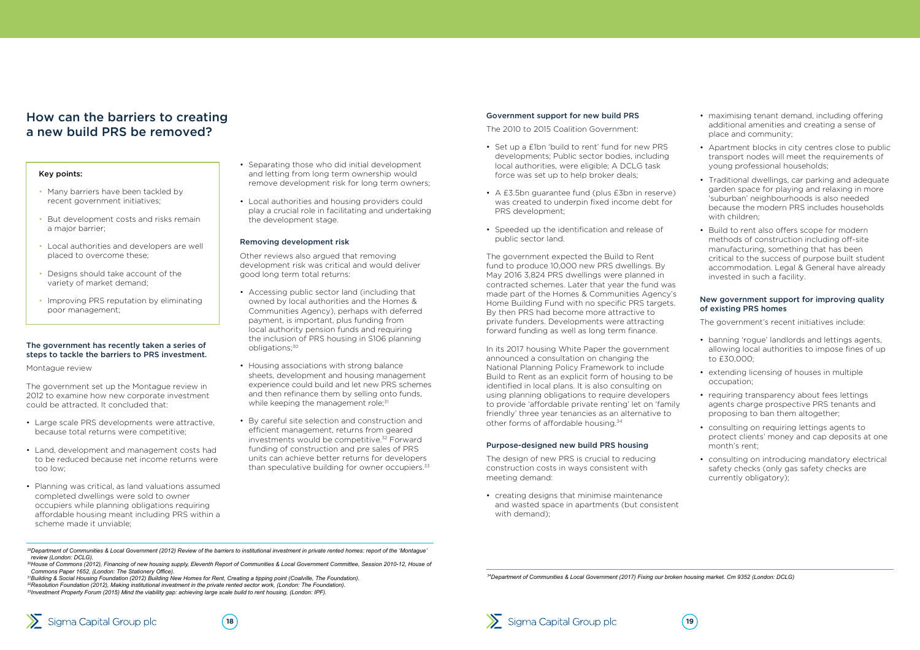# How can the barriers to creating a new build PRS be removed?

### Key points:

- Many barriers have been tackled by recent government initiatives;
- But development costs and risks remain a major barrier;
- Local authorities and developers are well placed to overcome these;
- Designs should take account of the variety of market demand;
- Improving PRS reputation by eliminating poor management;

### The government has recently taken a series of steps to tackle the barriers to PRS investment.

Montague review

The government set up the Montague review in 2012 to examine how new corporate investment could be attracted. It concluded that:

- Large scale PRS developments were attractive, because total returns were competitive;
- Land, development and management costs had to be reduced because net income returns were too low;
- Planning was critical, as land valuations assumed completed dwellings were sold to owner occupiers while planning obligations requiring affordable housing meant including PRS within a scheme made it unviable;
- Separating those who did initial development and letting from long term ownership would remove development risk for long term owners;
- Local authorities and housing providers could play a crucial role in facilitating and undertaking the development stage.

### Removing development risk

Other reviews also argued that removing development risk was critical and would deliver good long term total returns:

- Accessing public sector land (including that owned by local authorities and the Homes & Communities Agency), perhaps with deferred payment, is important, plus funding from local authority pension funds and requiring the inclusion of PRS housing in S106 planning obligations;[30]
- Housing associations with strong balance sheets, development and housing management experience could build and let new PRS schemes and then refinance them by selling onto funds, while keeping the management role;[31]
- By careful site selection and construction and efficient management, returns from geared investments would be competitive.[32] Forward funding of construction and pre sales of PRS units can achieve better returns for developers than speculative building for owner occupiers.[33]

[29]Department of Communities & Local Government (2012) Review of the barriers to institutional investment in private rented homes: report of the 'Montague' review (London: DCLG).

[30]House of Commons (2012), Financing of new housing supply, Eleventh Report of Communities & Local Government Committee, Session 2010-12, House of Commons Paper 1652, (London: The Stationery Office).

[31]Building & Social Housing Foundation (2012) Building New Homes for Rent, Creating a tipping point (Coalville, The Foundation).

[32]Resolution Foundation (2012), Making institutional investment in the private rented sector work, (London: The Foundation).

[33]Investment Property Forum (2015) Mind the viability gap: achieving large scale build to rent housing, (London: IPF).

### Government support for new build PRS

The 2010 to 2015 Coalition Government:

- Set up a £1bn 'build to rent' fund for new PRS developments; Public sector bodies, including local authorities, were eligible; A DCLG task force was set up to help broker deals;
- A £3.5bn guarantee fund (plus £3bn in reserve) was created to underpin fixed income debt for PRS development;
- Speeded up the identification and release of public sector land.

The government expected the Build to Rent fund to produce 10,000 new PRS dwellings. By May 2016 3,824 PRS dwellings were planned in contracted schemes. Later that year the fund was made part of the Homes & Communities Agency's Home Building Fund with no specific PRS targets. By then PRS had become more attractive to private funders. Developments were attracting forward funding as well as long term finance.

In its 2017 housing White Paper the government announced a consultation on changing the National Planning Policy Framework to include Build to Rent as an explicit form of housing to be identified in local plans. It is also consulting on using planning obligations to require developers to provide 'affordable private renting' let on 'family friendly' three year tenancies as an alternative to other forms of affordable housing.[34]

### Purpose-designed new build PRS housing

The design of new PRS is crucial to reducing construction costs in ways consistent with meeting demand:

- creating designs that minimise maintenance and wasted space in apartments (but consistent with demand);
- maximising tenant demand, including offering additional amenities and creating a sense of place and community;
- Apartment blocks in city centres close to public transport nodes will meet the requirements of young professional households;
- Traditional dwellings, car parking and adequate garden space for playing and relaxing in more 'suburban' neighbourhoods is also needed because the modern PRS includes households with children;
- Build to rent also offers scope for modern methods of construction including off-site manufacturing, something that has been critical to the success of purpose built student accommodation. Legal & General have already invested in such a facility.

### New government support for improving quality of existing PRS homes

The government's recent initiatives include:

- banning 'rogue' landlords and lettings agents, allowing local authorities to impose fines of up to £30,000;
- extending licensing of houses in multiple occupation;
- requiring transparency about fees lettings agents charge prospective PRS tenants and proposing to ban them altogether;
- consulting on requiring lettings agents to protect clients' money and cap deposits at one month's rent;
- consulting on introducing mandatory electrical safety checks (only gas safety checks are currently obligatory);

[34]Department of Communities & Local Government (2017) Fixing our broken housing market. Cm 9352 (London: DCLG)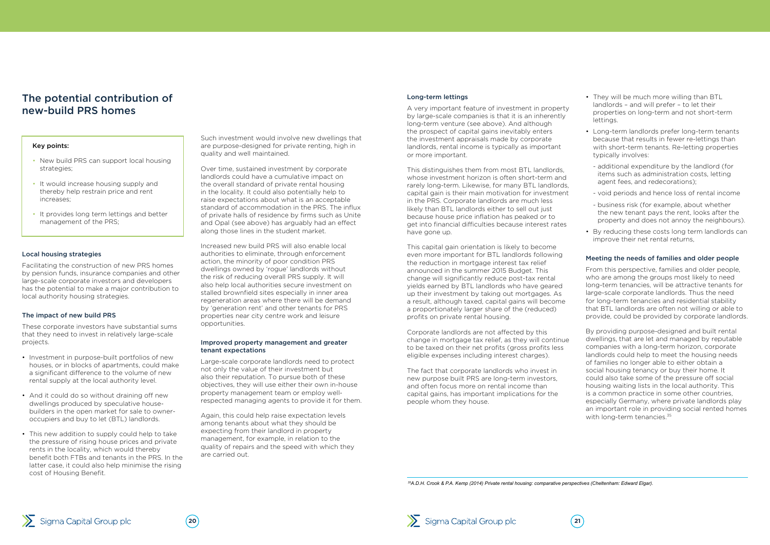## The potential contribution of new-build PRS homes

### Key points:

- New build PRS can support local housing strategies;
- It would increase housing supply and thereby help restrain price and rent increases;
- It provides long term lettings and better management of the PRS;

### Local housing strategies

Facilitating the construction of new PRS homes by pension funds, insurance companies and other large-scale corporate investors and developers has the potential to make a major contribution to local authority housing strategies.

### The impact of new build PRS

These corporate investors have substantial sums that they need to invest in relatively large-scale projects.

- Investment in purpose-built portfolios of new houses, or in blocks of apartments, could make a significant difference to the volume of new rental supply at the local authority level.
- And it could do so without draining off new dwellings produced by speculative house-builders in the open market for sale to owner-occupiers and buy to let (BTL) landlords.
- This new addition to supply could help to take the pressure of rising house prices and private rents in the locality, which would thereby benefit both FTBs and tenants in the PRS. In the latter case, it could also help minimise the rising cost of Housing Benefit.

Such investment would involve new dwellings that are purpose-designed for private renting, high in quality and well maintained.

Over time, sustained investment by corporate landlords could have a cumulative impact on the overall standard of private rental housing in the locality. It could also potentially help to raise expectations about what is an acceptable standard of accommodation in the PRS. The influx of private halls of residence by firms such as Unite and Opal (see above) has arguably had an effect along those lines in the student market.

Increased new build PRS will also enable local authorities to eliminate, through enforcement action, the minority of poor condition PRS dwellings owned by 'rogue' landlords without the risk of reducing overall PRS supply. It will also help local authorities secure investment on stalled brownfield sites especially in inner area regeneration areas where there will be demand by 'generation rent' and other tenants for PRS properties near city centre work and leisure opportunities.

### Improved property management and greater tenant expectations

Large-scale corporate landlords need to protect not only the value of their investment but also their reputation. To pursue both of these objectives, they will use either their own in-house property management team or employ well-respected managing agents to provide it for them.

Again, this could help raise expectation levels among tenants about what they should be expecting from their landlord in property management, for example, in relation to the quality of repairs and the speed with which they are carried out.

### Long-term lettings

A very important feature of investment in property by large-scale companies is that it is an inherently long-term venture (see above). And although the prospect of capital gains inevitably enters the investment appraisals made by corporate landlords, rental income is typically as important or more important.

This distinguishes them from most BTL landlords, whose investment horizon is often short-term and rarely long-term. Likewise, for many BTL landlords, capital gain is their main motivation for investment in the PRS. Corporate landlords are much less likely than BTL landlords either to sell out just because house price inflation has peaked or to get into financial difficulties because interest rates have gone up.

This capital gain orientation is likely to become even more important for BTL landlords following the reduction in mortgage interest tax relief announced in the summer 2015 Budget. This change will significantly reduce post-tax rental yields earned by BTL landlords who have geared up their investment by taking out mortgages. As a result, although taxed, capital gains will become a proportionately larger share of the (reduced) profits on private rental housing.

Corporate landlords are not affected by this change in mortgage tax relief, as they will continue to be taxed on their net profits (gross profits less eligible expenses including interest charges).

The fact that corporate landlords who invest in new purpose built PRS are long-term investors, and often focus more on rental income than capital gains, has important implications for the people whom they house.

- They will be much more willing than BTL landlords – and will prefer – to let their properties on long-term and not short-term lettings.
- Long-term landlords prefer long-term tenants because that results in fewer re-lettings than with short-term tenants. Re-letting properties typically involves:
  - additional expenditure by the landlord (for items such as administration costs, letting agent fees, and redecorations);
  - void periods and hence loss of rental income
  - business risk (for example, about whether the new tenant pays the rent, looks after the property and does not annoy the neighbours).
- By reducing these costs long term landlords can improve their net rental returns,

### Meeting the needs of families and older people

From this perspective, families and older people, who are among the groups most likely to need long-term tenancies, will be attractive tenants for large-scale corporate landlords. Thus the need for long-term tenancies and residential stability that BTL landlords are often not willing or able to provide, could be provided by corporate landlords.

By providing purpose-designed and built rental dwellings, that are let and managed by reputable companies with a long-term horizon, corporate landlords could help to meet the housing needs of families no longer able to either obtain a social housing tenancy or buy their home. It could also take some of the pressure off social housing waiting lists in the local authority. This is a common practice in some other countries, especially Germany, where private landlords play an important role in providing social rented homes with long-term tenancies.[35]

*[35] A.D.H. Crook & P.A. Kemp (2014) Private rental housing: comparative perspectives (Cheltenham: Edward Elgar).*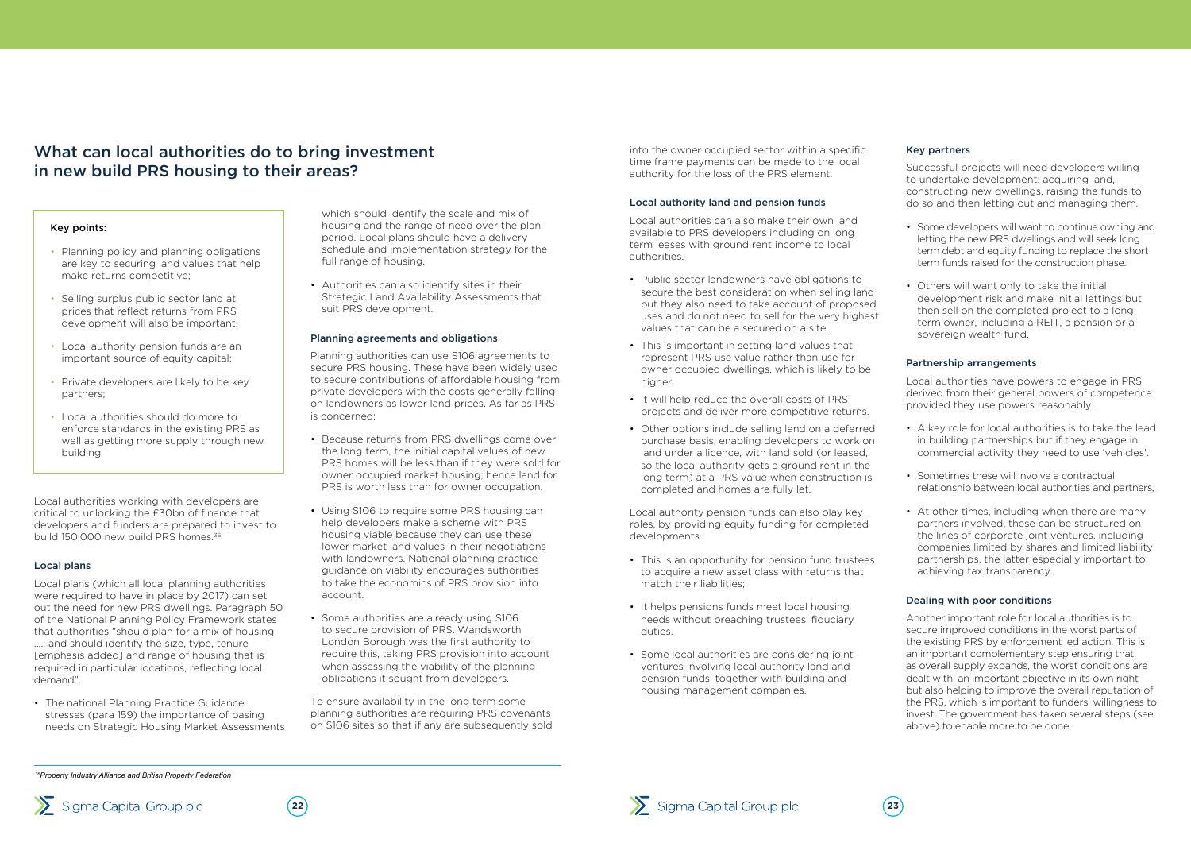# What can local authorities do to bring investment in new build PRS housing to their areas?

**Key points:**

- Planning policy and planning obligations are key to securing land values that help make returns competitive;
- Selling surplus public sector land at prices that reflect returns from PRS development will also be important;
- Local authority pension funds are an important source of equity capital;
- Private developers are likely to be key partners;
- Local authorities should do more to enforce standards in the existing PRS as well as getting more supply through new building

Local authorities working with developers are critical to unlocking the £30bn of finance that developers and funders are prepared to invest to build 150,000 new build PRS homes.[36]

### Local plans

Local plans (which all local planning authorities were required to have in place by 2017) can set out the need for new PRS dwellings. Paragraph 50 of the National Planning Policy Framework states that authorities "should plan for a mix of housing ….. and should identify the size, type, tenure [emphasis added] and range of housing that is required in particular locations, reflecting local demand".

- The national Planning Practice Guidance stresses (para 159) the importance of basing needs on Strategic Housing Market Assessments which should identify the scale and mix of housing and the range of need over the plan period. Local plans should have a delivery schedule and implementation strategy for the full range of housing.
- Authorities can also identify sites in their Strategic Land Availability Assessments that suit PRS development.

### Planning agreements and obligations

Planning authorities can use S106 agreements to secure PRS housing. These have been widely used to secure contributions of affordable housing from private developers with the costs generally falling on landowners as lower land prices. As far as PRS is concerned:

- Because returns from PRS dwellings come over the long term, the initial capital values of new PRS homes will be less than if they were sold for owner occupied market housing; hence land for PRS is worth less than for owner occupation.
- Using S106 to require some PRS housing can help developers make a scheme with PRS housing viable because they can use these lower market land values in their negotiations with landowners. National planning practice guidance on viability encourages authorities to take the economics of PRS provision into account.
- Some authorities are already using S106 to secure provision of PRS. Wandsworth London Borough was the first authority to require this, taking PRS provision into account when assessing the viability of the planning obligations it sought from developers.

To ensure availability in the long term some planning authorities are requiring PRS covenants on S106 sites so that if any are subsequently sold into the owner occupied sector within a specific time frame payments can be made to the local authority for the loss of the PRS element.

### Local authority land and pension funds

Local authorities can also make their own land available to PRS developers including on long term leases with ground rent income to local authorities.

- Public sector landowners have obligations to secure the best consideration when selling land but they also need to take account of proposed uses and do not need to sell for the very highest values that can be a secured on a site.
- This is important in setting land values that represent PRS use value rather than use for owner occupied dwellings, which is likely to be higher.
- It will help reduce the overall costs of PRS projects and deliver more competitive returns.
- Other options include selling land on a deferred purchase basis, enabling developers to work on land under a licence, with land sold (or leased, so the local authority gets a ground rent in the long term) at a PRS value when construction is completed and homes are fully let.

Local authority pension funds can also play key roles, by providing equity funding for completed developments.

- This is an opportunity for pension fund trustees to acquire a new asset class with returns that match their liabilities;
- It helps pensions funds meet local housing needs without breaching trustees' fiduciary duties.
- Some local authorities are considering joint ventures involving local authority land and pension funds, together with building and housing management companies.

### Key partners

Successful projects will need developers willing to undertake development: acquiring land, constructing new dwellings, raising the funds to do so and then letting out and managing them.

- Some developers will want to continue owning and letting the new PRS dwellings and will seek long term debt and equity funding to replace the short term funds raised for the construction phase.
- Others will want only to take the initial development risk and make initial lettings but then sell on the completed project to a long term owner, including a REIT, a pension or a sovereign wealth fund.

### Partnership arrangements

Local authorities have powers to engage in PRS derived from their general powers of competence provided they use powers reasonably.

- A key role for local authorities is to take the lead in building partnerships but if they engage in commercial activity they need to use 'vehicles'.
- Sometimes these will involve a contractual relationship between local authorities and partners,
- At other times, including when there are many partners involved, these can be structured on the lines of corporate joint ventures, including companies limited by shares and limited liability partnerships, the latter especially important to achieving tax transparency.

### Dealing with poor conditions

Another important role for local authorities is to secure improved conditions in the worst parts of the existing PRS by enforcement led action. This is an important complementary step ensuring that, as overall supply expands, the worst conditions are dealt with, an important objective in its own right but also helping to improve the overall reputation of the PRS, which is important to funders' willingness to invest. The government has taken several steps (see above) to enable more to be done.

[36] *Property Industry Alliance and British Property Federation*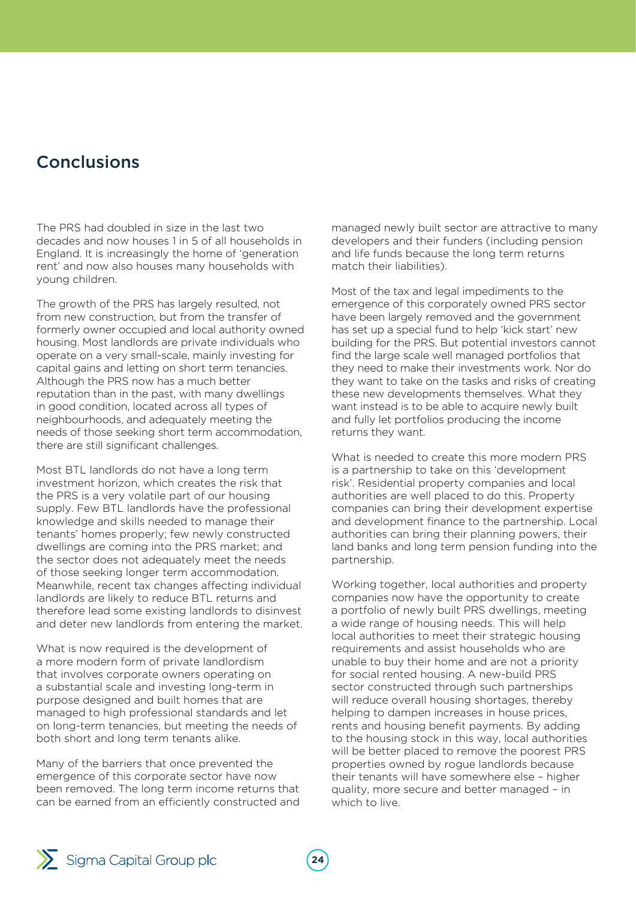## Conclusions

The PRS had doubled in size in the last two decades and now houses 1 in 5 of all households in England. It is increasingly the home of 'generation rent' and now also houses many households with young children.

The growth of the PRS has largely resulted, not from new construction, but from the transfer of formerly owner occupied and local authority owned housing. Most landlords are private individuals who operate on a very small-scale, mainly investing for capital gains and letting on short term tenancies. Although the PRS now has a much better reputation than in the past, with many dwellings in good condition, located across all types of neighbourhoods, and adequately meeting the needs of those seeking short term accommodation, there are still significant challenges.

Most BTL landlords do not have a long term investment horizon, which creates the risk that the PRS is a very volatile part of our housing supply. Few BTL landlords have the professional knowledge and skills needed to manage their tenants' homes properly; few newly constructed dwellings are coming into the PRS market; and the sector does not adequately meet the needs of those seeking longer term accommodation. Meanwhile, recent tax changes affecting individual landlords are likely to reduce BTL returns and therefore lead some existing landlords to disinvest and deter new landlords from entering the market.

What is now required is the development of a more modern form of private landlordism that involves corporate owners operating on a substantial scale and investing long-term in purpose designed and built homes that are managed to high professional standards and let on long-term tenancies, but meeting the needs of both short and long term tenants alike.

Many of the barriers that once prevented the emergence of this corporate sector have now been removed. The long term income returns that can be earned from an efficiently constructed and managed newly built sector are attractive to many developers and their funders (including pension and life funds because the long term returns match their liabilities).

Most of the tax and legal impediments to the emergence of this corporately owned PRS sector have been largely removed and the government has set up a special fund to help 'kick start' new building for the PRS. But potential investors cannot find the large scale well managed portfolios that they need to make their investments work. Nor do they want to take on the tasks and risks of creating these new developments themselves. What they want instead is to be able to acquire newly built and fully let portfolios producing the income returns they want.

What is needed to create this more modern PRS is a partnership to take on this 'development risk'. Residential property companies and local authorities are well placed to do this. Property companies can bring their development expertise and development finance to the partnership. Local authorities can bring their planning powers, their land banks and long term pension funding into the partnership.

Working together, local authorities and property companies now have the opportunity to create a portfolio of newly built PRS dwellings, meeting a wide range of housing needs. This will help local authorities to meet their strategic housing requirements and assist households who are unable to buy their home and are not a priority for social rented housing. A new-build PRS sector constructed through such partnerships will reduce overall housing shortages, thereby helping to dampen increases in house prices, rents and housing benefit payments. By adding to the housing stock in this way, local authorities will be better placed to remove the poorest PRS properties owned by rogue landlords because their tenants will have somewhere else – higher quality, more secure and better managed – in which to live.